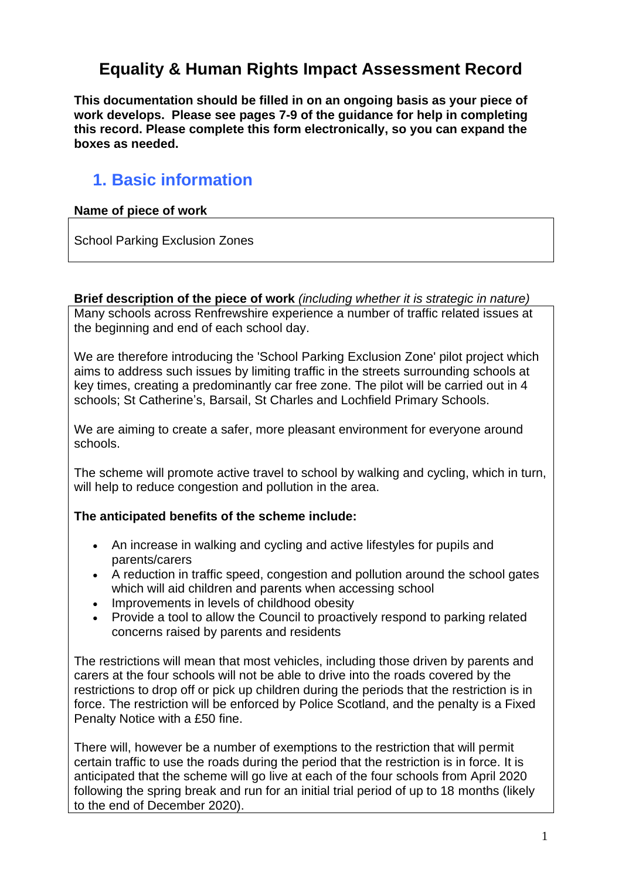# Equality & Human Rights Impact Assessment Record

**This documentation should be filled in on an ongoing basis as your piece of work develops. Please see pages 7-9 of the guidance for help in completing this record. Please complete this form electronically, so you can expand the boxes as needed.**

## 1. Basic information

**Name of piece of work**

School Parking Exclusion Zones

**Brief description of the piece of work** *(including whether it is strategic in nature)*

Many schools across Renfrewshire experience a number of traffic related issues at the beginning and end of each school day.

We are therefore introducing the 'School Parking Exclusion Zone' pilot project which aims to address such issues by limiting traffic in the streets surrounding schools at key times, creating a predominantly car free zone. The pilot will be carried out in 4 schools; St Catherine's, Barsail, St Charles and Lochfield Primary Schools.

We are aiming to create a safer, more pleasant environment for everyone around schools.

The scheme will promote active travel to school by walking and cycling, which in turn, will help to reduce congestion and pollution in the area.

**The anticipated benefits of the scheme include:**

- An increase in walking and cycling and active lifestyles for pupils and parents/carers
- A reduction in traffic speed, congestion and pollution around the school gates which will aid children and parents when accessing school
- Improvements in levels of childhood obesity
- Provide a tool to allow the Council to proactively respond to parking related concerns raised by parents and residents

The restrictions will mean that most vehicles, including those driven by parents and carers at the four schools will not be able to drive into the roads covered by the restrictions to drop off or pick up children during the periods that the restriction is in force. The restriction will be enforced by Police Scotland, and the penalty is a Fixed Penalty Notice with a £50 fine.

There will, however be a number of exemptions to the restriction that will permit certain traffic to use the roads during the period that the restriction is in force. It is anticipated that the scheme will go live at each of the four schools from April 2020 following the spring break and run for an initial trial period of up to 18 months (likely to the end of December 2020).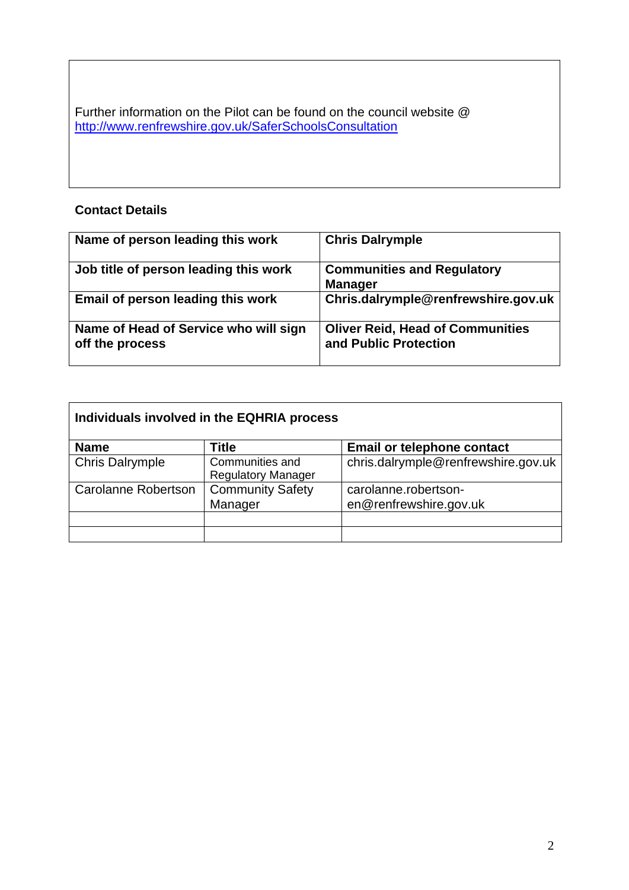Further information on the Pilot can be found on the council website @ [http://www.renfrewshire.gov.uk/SaferSchoolsConsultation](http://www.renfrewshire.gov.uk/SaferSchoolsConsultation)

**Contact Details**

| **Name of person leading this work** | **Chris Dalrymple** |
|---|---|
| **Job title of person leading this work** | **Communities and Regulatory Manager** |
| **Email of person leading this work** | **Chris.dalrymple@renfrewshire.gov.uk** |
| **Name of Head of Service who will sign off the process** | **Oliver Reid, Head of Communities and Public Protection** |

| **Individuals involved in the EQHRIA process** | | |
|---|---|---|
| **Name** | **Title** | **Email or telephone contact** |
| Chris Dalrymple | Communities and Regulatory Manager | chris.dalrymple@renfrewshire.gov.uk |
| Carolanne Robertson | Community Safety Manager | carolanne.robertson-en@renfrewshire.gov.uk |
| | | |
| | | |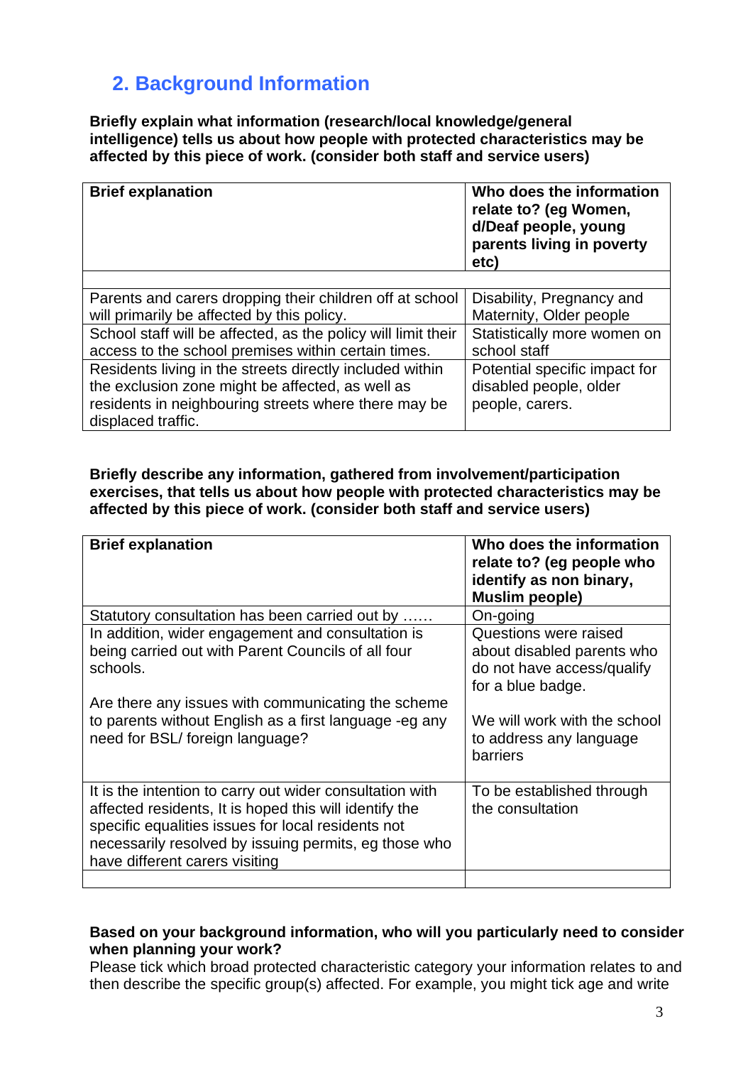## 2. Background Information

**Briefly explain what information (research/local knowledge/general intelligence) tells us about how people with protected characteristics may be affected by this piece of work. (consider both staff and service users)**

| Brief explanation | Who does the information relate to? (eg Women, d/Deaf people, young parents living in poverty etc) |
|---|---|
| | |
| Parents and carers dropping their children off at school will primarily be affected by this policy. | Disability, Pregnancy and Maternity, Older people |
| School staff will be affected, as the policy will limit their access to the school premises within certain times. | Statistically more women on school staff |
| Residents living in the streets directly included within the exclusion zone might be affected, as well as residents in neighbouring streets where there may be displaced traffic. | Potential specific impact for disabled people, older people, carers. |

**Briefly describe any information, gathered from involvement/participation exercises, that tells us about how people with protected characteristics may be affected by this piece of work. (consider both staff and service users)**

| Brief explanation | Who does the information relate to? (eg people who identify as non binary, Muslim people) |
|---|---|
| Statutory consultation has been carried out by …… | On-going |
| In addition, wider engagement and consultation is being carried out with Parent Councils of all four schools.<br><br>Are there any issues with communicating the scheme to parents without English as a first language -eg any need for BSL/ foreign language? | Questions were raised about disabled parents who do not have access/qualify for a blue badge.<br><br>We will work with the school to address any language barriers |
| It is the intention to carry out wider consultation with affected residents, It is hoped this will identify the specific equalities issues for local residents not necessarily resolved by issuing permits, eg those who have different carers visiting | To be established through the consultation |
| | |

**Based on your background information, who will you particularly need to consider when planning your work?**

Please tick which broad protected characteristic category your information relates to and then describe the specific group(s) affected. For example, you might tick age and write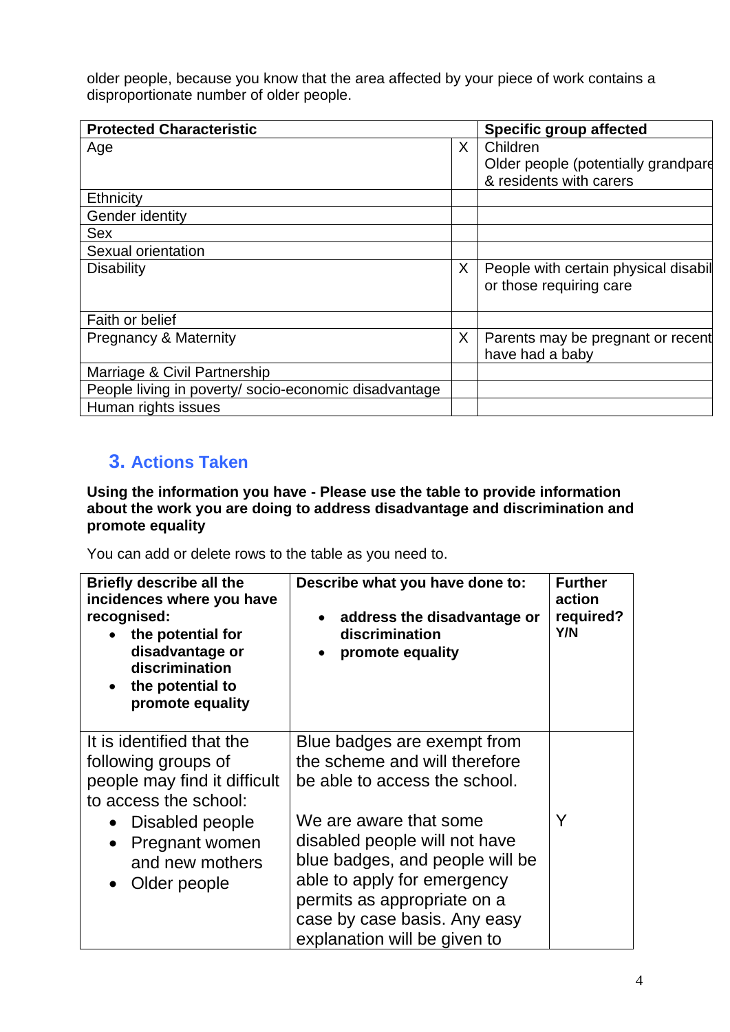older people, because you know that the area affected by your piece of work contains a disproportionate number of older people.

| Protected Characteristic | | Specific group affected |
|---|---|---|
| Age | X | Children<br>Older people (potentially grandpare<br>& residents with carers |
| Ethnicity | | |
| Gender identity | | |
| Sex | | |
| Sexual orientation | | |
| Disability | X | People with certain physical disabil<br>or those requiring care |
| Faith or belief | | |
| Pregnancy & Maternity | X | Parents may be pregnant or recent<br>have had a baby |
| Marriage & Civil Partnership | | |
| People living in poverty/ socio-economic disadvantage | | |
| Human rights issues | | |

## 3. Actions Taken

**Using the information you have - Please use the table to provide information about the work you are doing to address disadvantage and discrimination and promote equality**

You can add or delete rows to the table as you need to.

| Briefly describe all the incidences where you have recognised:<br>• the potential for disadvantage or discrimination<br>• the potential to promote equality | Describe what you have done to:<br>• address the disadvantage or discrimination<br>• promote equality | Further action required? Y/N |
|---|---|---|
| It is identified that the following groups of people may find it difficult to access the school:<br>• Disabled people<br>• Pregnant women and new mothers<br>• Older people | Blue badges are exempt from the scheme and will therefore be able to access the school.<br><br>We are aware that some disabled people will not have blue badges, and people will be able to apply for emergency permits as appropriate on a case by case basis. Any easy explanation will be given to | Y |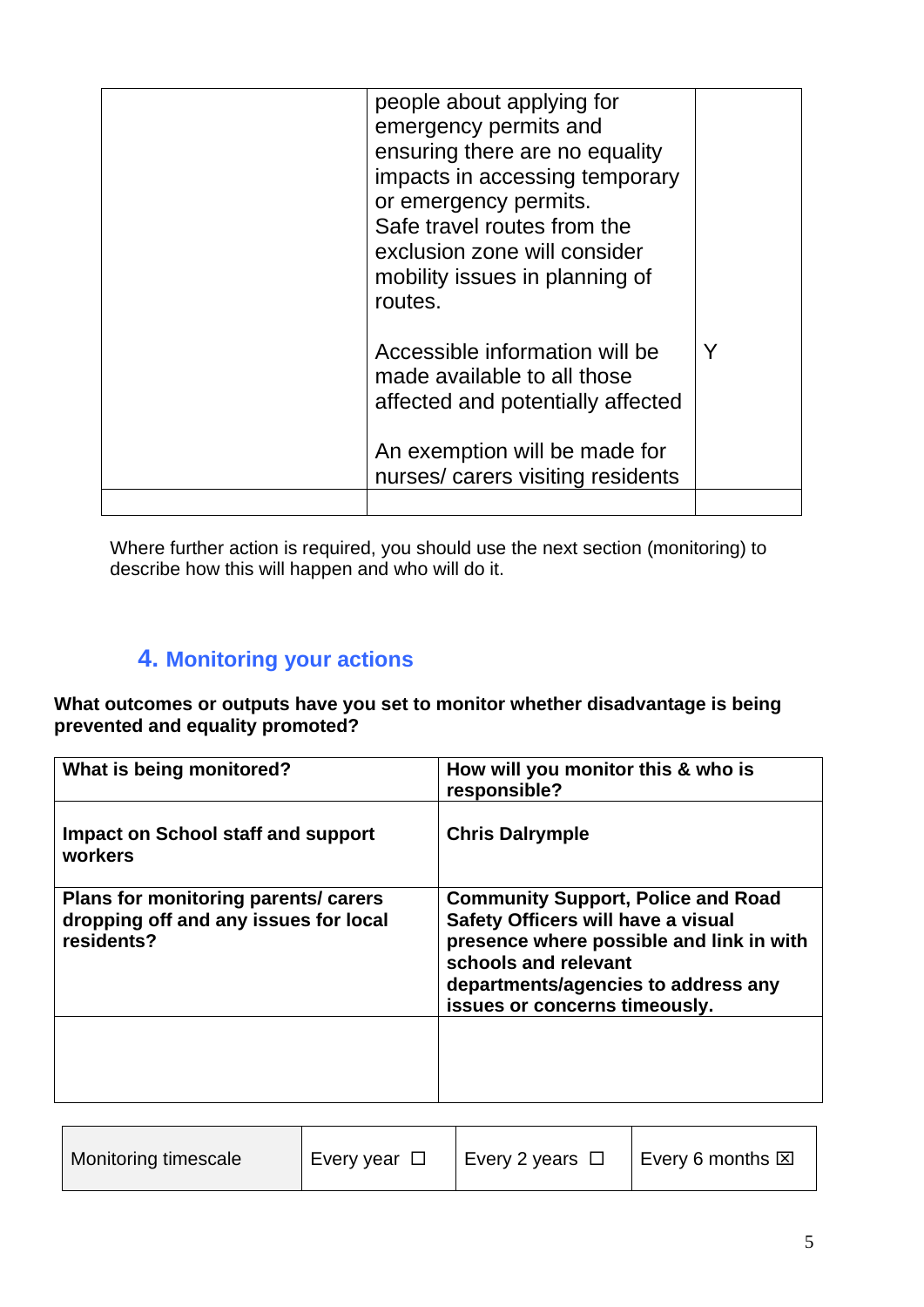| | | |
|---|---|---|
| | people about applying for emergency permits and ensuring there are no equality impacts in accessing temporary or emergency permits.<br>Safe travel routes from the exclusion zone will consider mobility issues in planning of routes.<br><br>Accessible information will be made available to all those affected and potentially affected<br><br>An exemption will be made for nurses/ carers visiting residents | Y |
| | | |

Where further action is required, you should use the next section (monitoring) to describe how this will happen and who will do it.

## 4. Monitoring your actions

**What outcomes or outputs have you set to monitor whether disadvantage is being prevented and equality promoted?**

| What is being monitored? | How will you monitor this & who is responsible? |
|---|---|
| **Impact on School staff and support workers** | **Chris Dalrymple** |
| **Plans for monitoring parents/ carers dropping off and any issues for local residents?** | **Community Support, Police and Road Safety Officers will have a visual presence where possible and link in with schools and relevant departments/agencies to address any issues or concerns timeously.** |
| | |

| Monitoring timescale | Every year ☐ | Every 2 years ☐ | Every 6 months ☒ |
|---|---|---|---|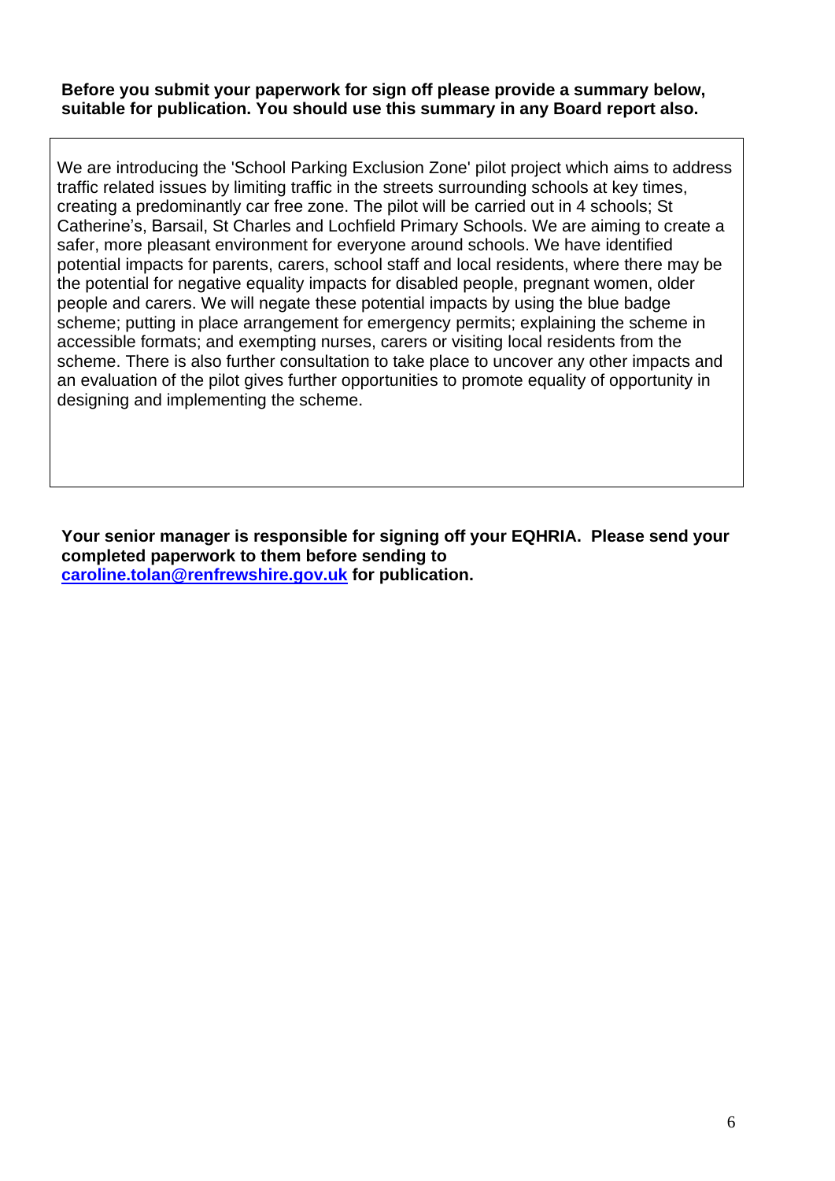**Before you submit your paperwork for sign off please provide a summary below, suitable for publication. You should use this summary in any Board report also.**

| We are introducing the 'School Parking Exclusion Zone' pilot project which aims to address traffic related issues by limiting traffic in the streets surrounding schools at key times, creating a predominantly car free zone. The pilot will be carried out in 4 schools; St Catherine's, Barsail, St Charles and Lochfield Primary Schools. We are aiming to create a safer, more pleasant environment for everyone around schools. We have identified potential impacts for parents, carers, school staff and local residents, where there may be the potential for negative equality impacts for disabled people, pregnant women, older people and carers. We will negate these potential impacts by using the blue badge scheme; putting in place arrangement for emergency permits; explaining the scheme in accessible formats; and exempting nurses, carers or visiting local residents from the scheme. There is also further consultation to take place to uncover any other impacts and an evaluation of the pilot gives further opportunities to promote equality of opportunity in designing and implementing the scheme. |
|---|

**Your senior manager is responsible for signing off your EQHRIA. Please send your completed paperwork to them before sending to caroline.tolan@renfrewshire.gov.uk for publication.**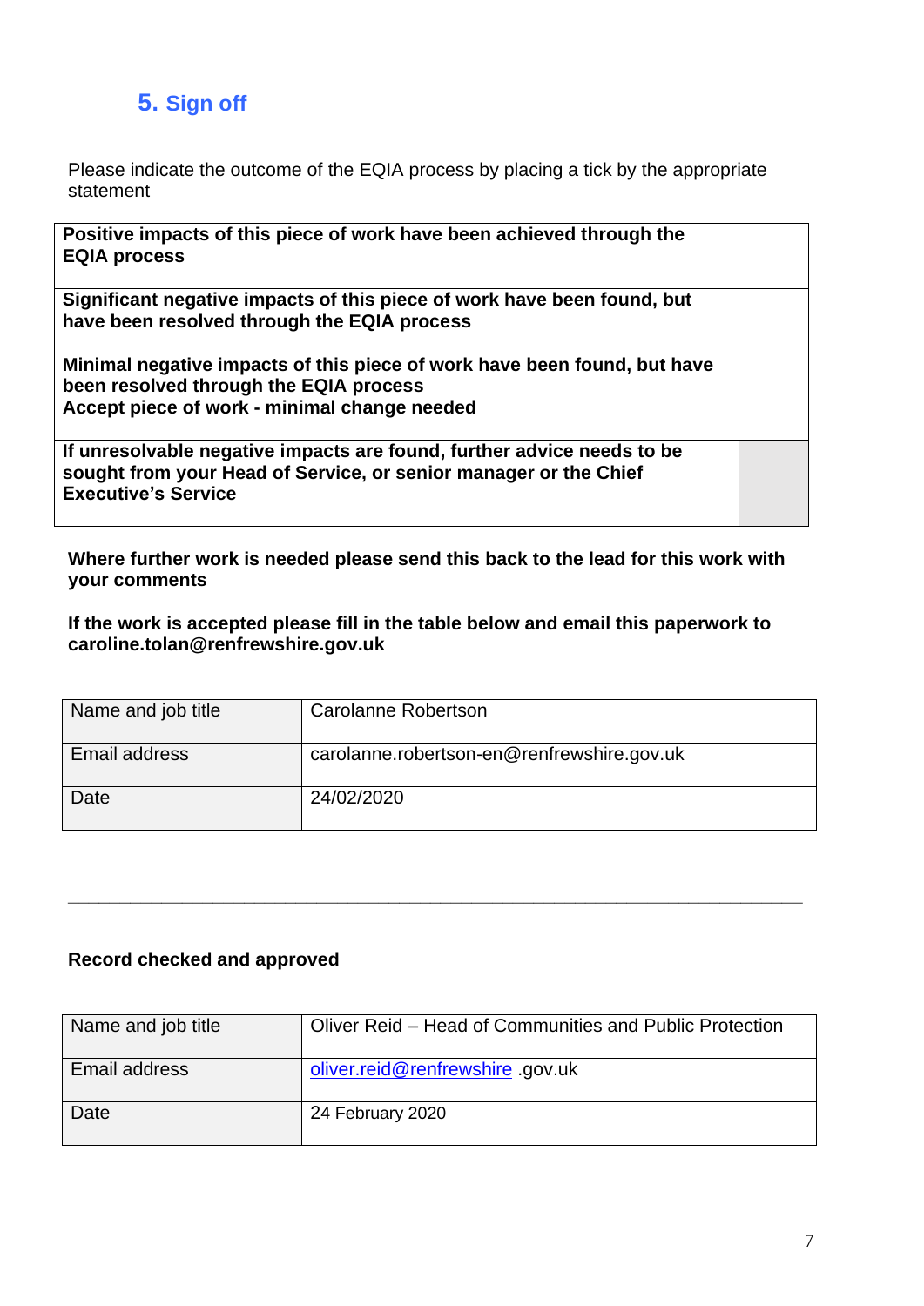## 5. Sign off

Please indicate the outcome of the EQIA process by placing a tick by the appropriate statement

| | |
|---|---|
| **Positive impacts of this piece of work have been achieved through the EQIA process** | |
| **Significant negative impacts of this piece of work have been found, but have been resolved through the EQIA process** | |
| **Minimal negative impacts of this piece of work have been found, but have been resolved through the EQIA process**<br>**Accept piece of work - minimal change needed** | |
| **If unresolvable negative impacts are found, further advice needs to be sought from your Head of Service, or senior manager or the Chief Executive's Service** | |

**Where further work is needed please send this back to the lead for this work with your comments**

**If the work is accepted please fill in the table below and email this paperwork to caroline.tolan@renfrewshire.gov.uk**

| | |
|---|---|
| Name and job title | Carolanne Robertson |
| Email address | carolanne.robertson-en@renfrewshire.gov.uk |
| Date | 24/02/2020 |

---

**Record checked and approved**

| | |
|---|---|
| Name and job title | Oliver Reid – Head of Communities and Public Protection |
| Email address | oliver.reid@renfrewshire .gov.uk |
| Date | 24 February 2020 |